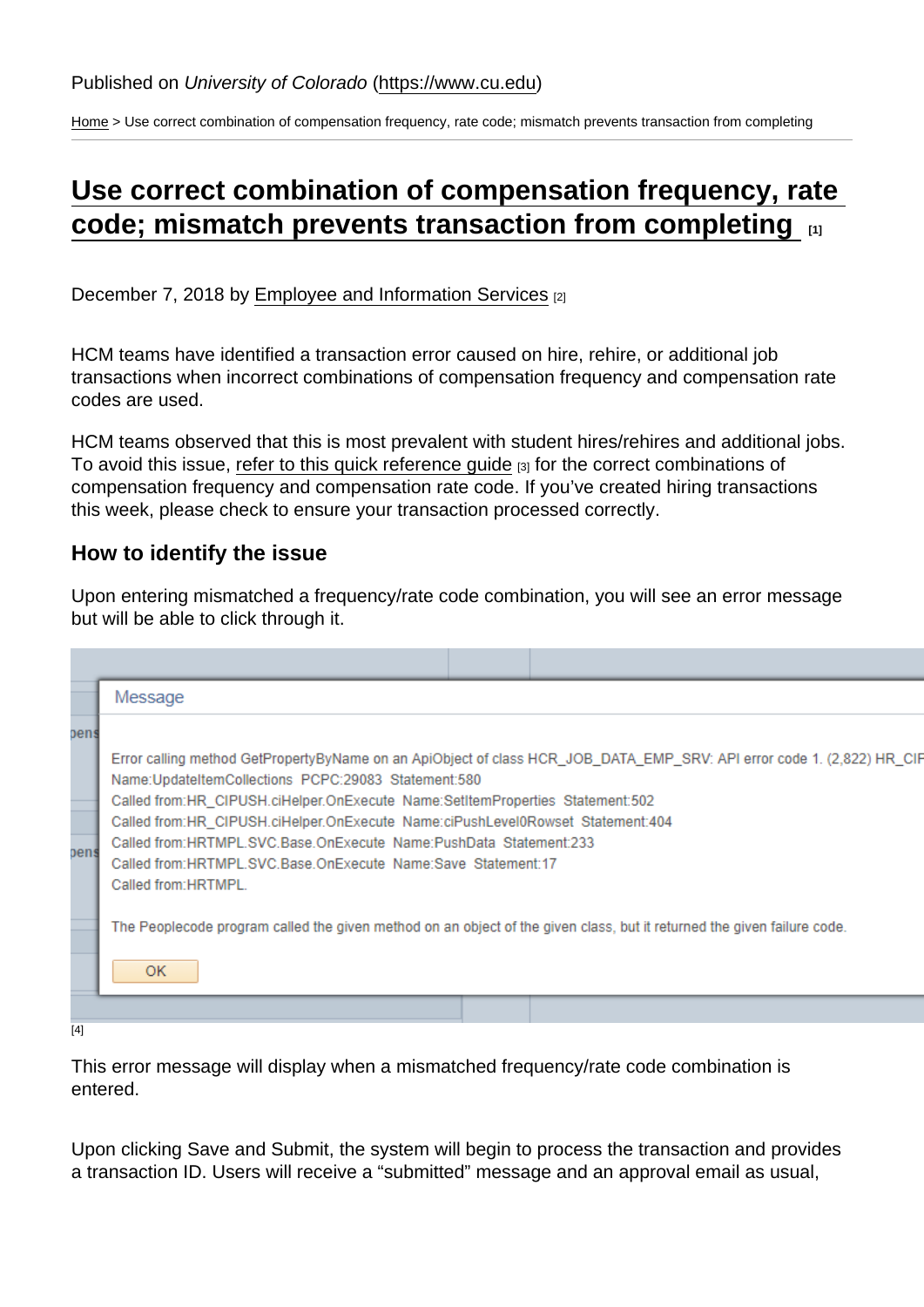Published on *University of Colorado* (https://www.cu.edu)

Home > Use correct combination of compensation frequency, rate code; mismatch prevents transaction from completing

# Use correct combination of compensation frequency, rate code; mismatch prevents transaction from completing [1]

December 7, 2018 by Employee and Information Services [2]

HCM teams have identified a transaction error caused on hire, rehire, or additional job transactions when incorrect combinations of compensation frequency and compensation rate codes are used.

HCM teams observed that this is most prevalent with student hires/rehires and additional jobs. To avoid this issue, refer to this quick reference guide [3] for the correct combinations of compensation frequency and compensation rate code. If you've created hiring transactions this week, please check to ensure your transaction processed correctly.

## How to identify the issue

Upon entering mismatched a frequency/rate code combination, you will see an error message but will be able to click through it.

```
Message

Error calling method GetPropertyByName on an ApiObject of class HCR_JOB_DATA_EMP_SRV: API error code 1. (2,822) HR_CIF
Name:UpdateItemCollections  PCPC:29083  Statement:580
Called from:HR_CIPUSH.ciHelper.OnExecute  Name:SetItemProperties  Statement:502
Called from:HR_CIPUSH.ciHelper.OnExecute  Name:ciPushLevel0Rowset  Statement:404
Called from:HRTMPL.SVC.Base.OnExecute  Name:PushData  Statement:233
Called from:HRTMPL.SVC.Base.OnExecute  Name:Save  Statement:17
Called from:HRTMPL.

The Peoplecode program called the given method on an object of the given class, but it returned the given failure code.

OK
```

[4]

This error message will display when a mismatched frequency/rate code combination is entered.

Upon clicking Save and Submit, the system will begin to process the transaction and provides a transaction ID. Users will receive a "submitted" message and an approval email as usual,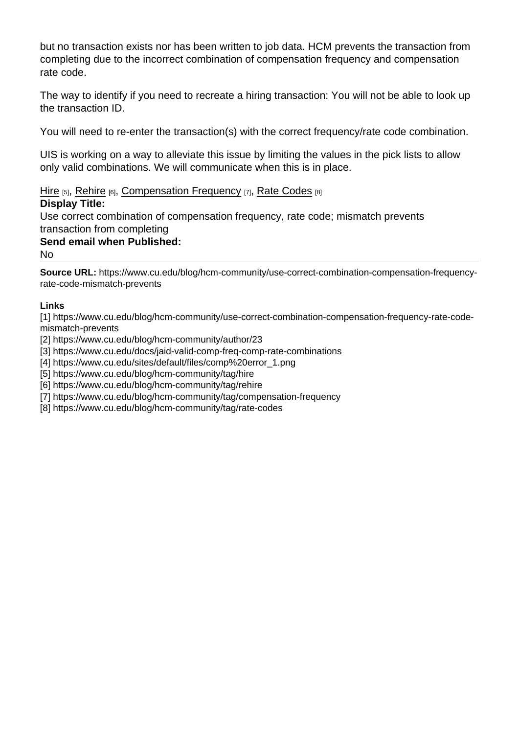but no transaction exists nor has been written to job data. HCM prevents the transaction from completing due to the incorrect combination of compensation frequency and compensation rate code.

The way to identify if you need to recreate a hiring transaction: You will not be able to look up the transaction ID.

You will need to re-enter the transaction(s) with the correct frequency/rate code combination.

UIS is working on a way to alleviate this issue by limiting the values in the pick lists to allow only valid combinations. We will communicate when this is in place.

Hire [5], Rehire [6], Compensation Frequency [7], Rate Codes [8]

**Display Title:**
Use correct combination of compensation frequency, rate code; mismatch prevents transaction from completing

**Send email when Published:**
No

**Source URL:** https://www.cu.edu/blog/hcm-community/use-correct-combination-compensation-frequency-rate-code-mismatch-prevents

**Links**

[1] https://www.cu.edu/blog/hcm-community/use-correct-combination-compensation-frequency-rate-code-mismatch-prevents
[2] https://www.cu.edu/blog/hcm-community/author/23
[3] https://www.cu.edu/docs/jaid-valid-comp-freq-comp-rate-combinations
[4] https://www.cu.edu/sites/default/files/comp%20error_1.png
[5] https://www.cu.edu/blog/hcm-community/tag/hire
[6] https://www.cu.edu/blog/hcm-community/tag/rehire
[7] https://www.cu.edu/blog/hcm-community/tag/compensation-frequency
[8] https://www.cu.edu/blog/hcm-community/tag/rate-codes